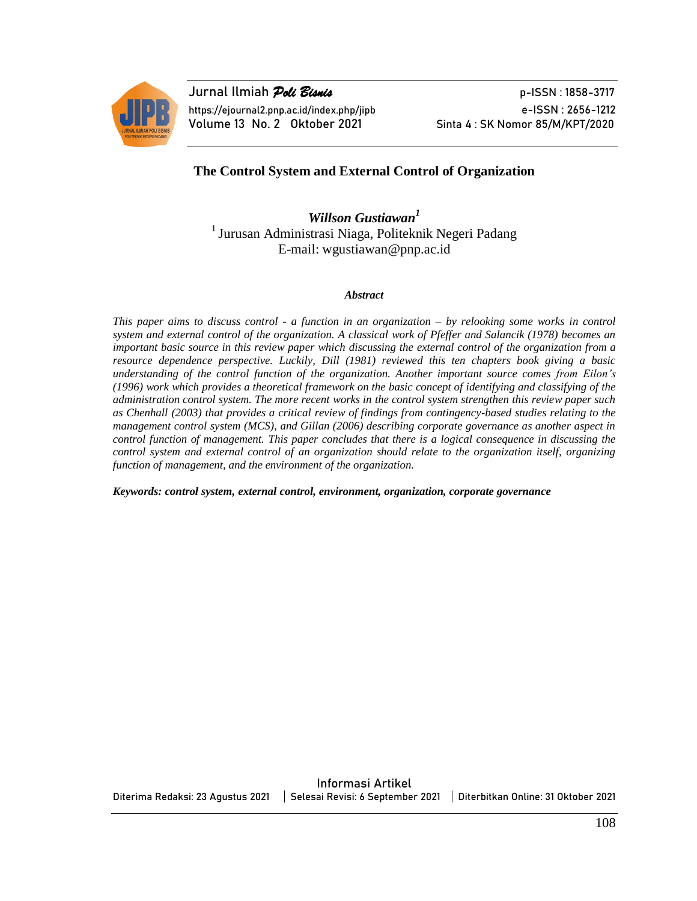# The Control System and External Control of Organization

***Willson Gustiawan*[1]**

[1] Jurusan Administrasi Niaga, Politeknik Negeri Padang
E-mail: wgustiawan@pnp.ac.id

***Abstract***

*This paper aims to discuss control - a function in an organization – by relooking some works in control system and external control of the organization. A classical work of Pfeffer and Salancik (1978) becomes an important basic source in this review paper which discussing the external control of the organization from a resource dependence perspective. Luckily, Dill (1981) reviewed this ten chapters book giving a basic understanding of the control function of the organization. Another important source comes from Eilon's (1996) work which provides a theoretical framework on the basic concept of identifying and classifying of the administration control system. The more recent works in the control system strengthen this review paper such as Chenhall (2003) that provides a critical review of findings from contingency-based studies relating to the management control system (MCS), and Gillan (2006) describing corporate governance as another aspect in control function of management. This paper concludes that there is a logical consequence in discussing the control system and external control of an organization should relate to the organization itself, organizing function of management, and the environment of the organization.*

***Keywords: control system, external control, environment, organization, corporate governance***

Informasi Artikel

Diterima Redaksi: 23 Agustus 2021 | Selesai Revisi: 6 September 2021 | Diterbitkan Online: 31 Oktober 2021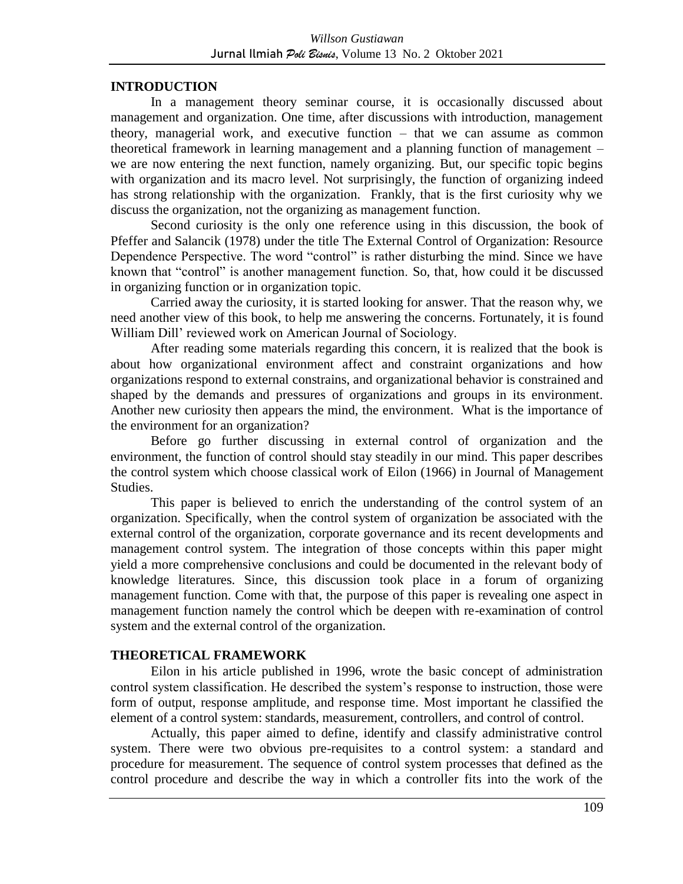## INTRODUCTION

In a management theory seminar course, it is occasionally discussed about management and organization. One time, after discussions with introduction, management theory, managerial work, and executive function – that we can assume as common theoretical framework in learning management and a planning function of management – we are now entering the next function, namely organizing. But, our specific topic begins with organization and its macro level. Not surprisingly, the function of organizing indeed has strong relationship with the organization. Frankly, that is the first curiosity why we discuss the organization, not the organizing as management function.

Second curiosity is the only one reference using in this discussion, the book of Pfeffer and Salancik (1978) under the title The External Control of Organization: Resource Dependence Perspective. The word "control" is rather disturbing the mind. Since we have known that "control" is another management function. So, that, how could it be discussed in organizing function or in organization topic.

Carried away the curiosity, it is started looking for answer. That the reason why, we need another view of this book, to help me answering the concerns. Fortunately, it is found William Dill' reviewed work on American Journal of Sociology.

After reading some materials regarding this concern, it is realized that the book is about how organizational environment affect and constraint organizations and how organizations respond to external constrains, and organizational behavior is constrained and shaped by the demands and pressures of organizations and groups in its environment. Another new curiosity then appears the mind, the environment. What is the importance of the environment for an organization?

Before go further discussing in external control of organization and the environment, the function of control should stay steadily in our mind. This paper describes the control system which choose classical work of Eilon (1966) in Journal of Management Studies.

This paper is believed to enrich the understanding of the control system of an organization. Specifically, when the control system of organization be associated with the external control of the organization, corporate governance and its recent developments and management control system. The integration of those concepts within this paper might yield a more comprehensive conclusions and could be documented in the relevant body of knowledge literatures. Since, this discussion took place in a forum of organizing management function. Come with that, the purpose of this paper is revealing one aspect in management function namely the control which be deepen with re-examination of control system and the external control of the organization.

## THEORETICAL FRAMEWORK

Eilon in his article published in 1996, wrote the basic concept of administration control system classification. He described the system's response to instruction, those were form of output, response amplitude, and response time. Most important he classified the element of a control system: standards, measurement, controllers, and control of control.

Actually, this paper aimed to define, identify and classify administrative control system. There were two obvious pre-requisites to a control system: a standard and procedure for measurement. The sequence of control system processes that defined as the control procedure and describe the way in which a controller fits into the work of the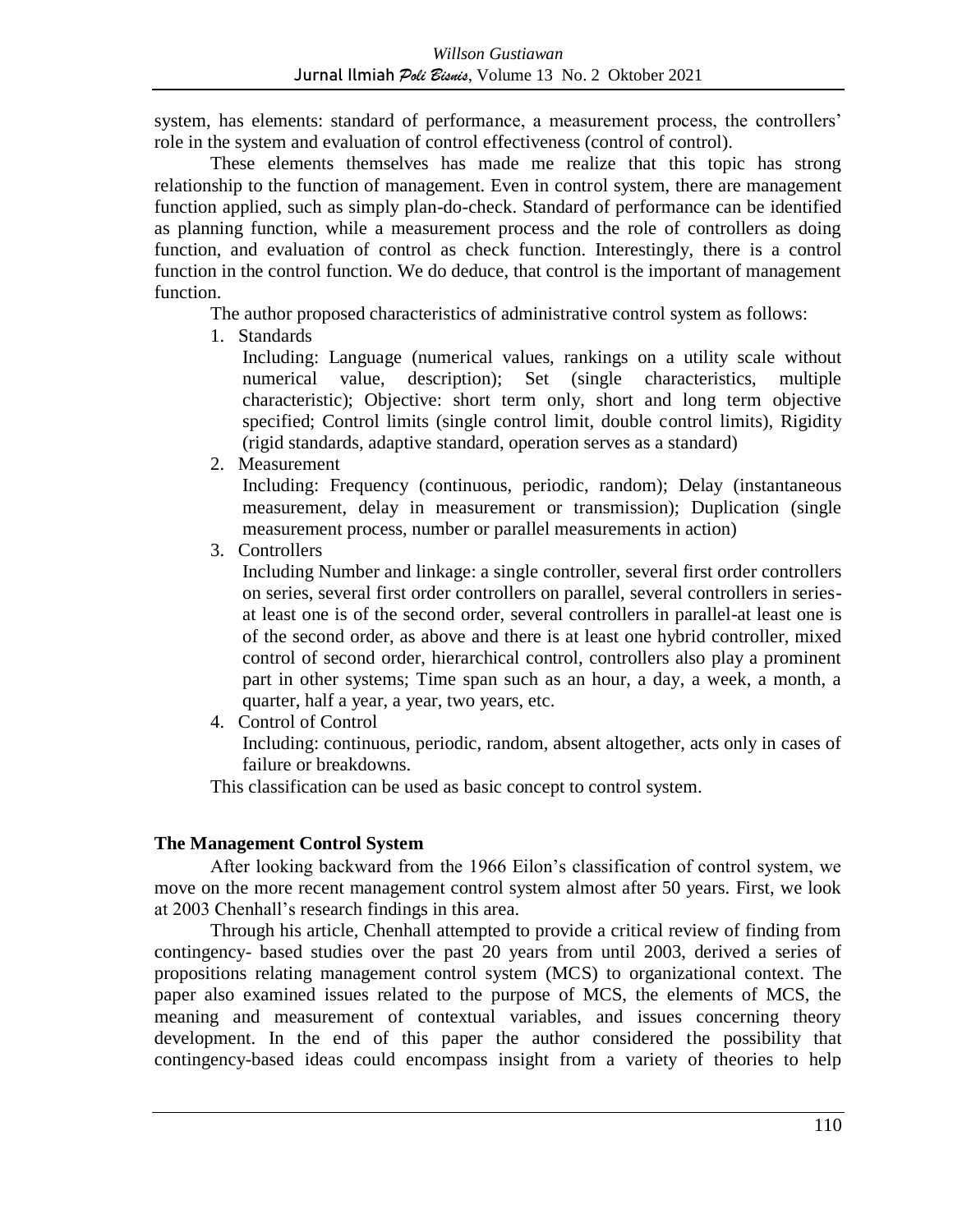system, has elements: standard of performance, a measurement process, the controllers' role in the system and evaluation of control effectiveness (control of control).

These elements themselves has made me realize that this topic has strong relationship to the function of management. Even in control system, there are management function applied, such as simply plan-do-check. Standard of performance can be identified as planning function, while a measurement process and the role of controllers as doing function, and evaluation of control as check function. Interestingly, there is a control function in the control function. We do deduce, that control is the important of management function.

The author proposed characteristics of administrative control system as follows:

1. Standards

   Including: Language (numerical values, rankings on a utility scale without numerical value, description); Set (single characteristics, multiple characteristic); Objective: short term only, short and long term objective specified; Control limits (single control limit, double control limits), Rigidity (rigid standards, adaptive standard, operation serves as a standard)

2. Measurement

   Including: Frequency (continuous, periodic, random); Delay (instantaneous measurement, delay in measurement or transmission); Duplication (single measurement process, number or parallel measurements in action)

3. Controllers

   Including Number and linkage: a single controller, several first order controllers on series, several first order controllers on parallel, several controllers in series-at least one is of the second order, several controllers in parallel-at least one is of the second order, as above and there is at least one hybrid controller, mixed control of second order, hierarchical control, controllers also play a prominent part in other systems; Time span such as an hour, a day, a week, a month, a quarter, half a year, a year, two years, etc.

4. Control of Control

   Including: continuous, periodic, random, absent altogether, acts only in cases of failure or breakdowns.

This classification can be used as basic concept to control system.

**The Management Control System**

After looking backward from the 1966 Eilon's classification of control system, we move on the more recent management control system almost after 50 years. First, we look at 2003 Chenhall's research findings in this area.

Through his article, Chenhall attempted to provide a critical review of finding from contingency- based studies over the past 20 years from until 2003, derived a series of propositions relating management control system (MCS) to organizational context. The paper also examined issues related to the purpose of MCS, the elements of MCS, the meaning and measurement of contextual variables, and issues concerning theory development. In the end of this paper the author considered the possibility that contingency-based ideas could encompass insight from a variety of theories to help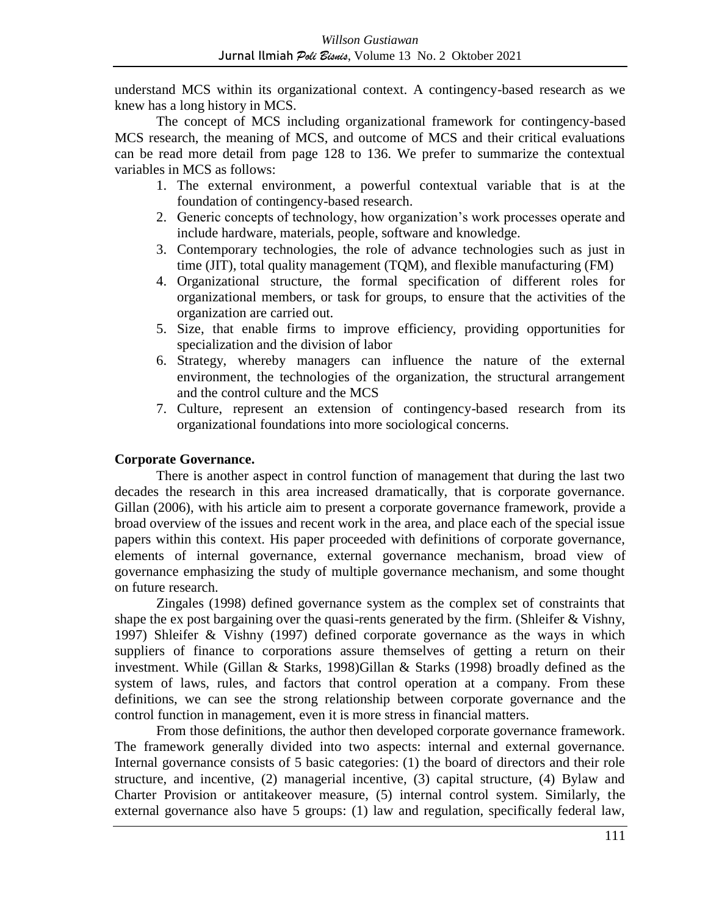understand MCS within its organizational context. A contingency-based research as we knew has a long history in MCS.

The concept of MCS including organizational framework for contingency-based MCS research, the meaning of MCS, and outcome of MCS and their critical evaluations can be read more detail from page 128 to 136. We prefer to summarize the contextual variables in MCS as follows:

1. The external environment, a powerful contextual variable that is at the foundation of contingency-based research.
2. Generic concepts of technology, how organization's work processes operate and include hardware, materials, people, software and knowledge.
3. Contemporary technologies, the role of advance technologies such as just in time (JIT), total quality management (TQM), and flexible manufacturing (FM)
4. Organizational structure, the formal specification of different roles for organizational members, or task for groups, to ensure that the activities of the organization are carried out.
5. Size, that enable firms to improve efficiency, providing opportunities for specialization and the division of labor
6. Strategy, whereby managers can influence the nature of the external environment, the technologies of the organization, the structural arrangement and the control culture and the MCS
7. Culture, represent an extension of contingency-based research from its organizational foundations into more sociological concerns.

**Corporate Governance.**

There is another aspect in control function of management that during the last two decades the research in this area increased dramatically, that is corporate governance. Gillan (2006), with his article aim to present a corporate governance framework, provide a broad overview of the issues and recent work in the area, and place each of the special issue papers within this context. His paper proceeded with definitions of corporate governance, elements of internal governance, external governance mechanism, broad view of governance emphasizing the study of multiple governance mechanism, and some thought on future research.

Zingales (1998) defined governance system as the complex set of constraints that shape the ex post bargaining over the quasi-rents generated by the firm. (Shleifer & Vishny, 1997) Shleifer & Vishny (1997) defined corporate governance as the ways in which suppliers of finance to corporations assure themselves of getting a return on their investment. While (Gillan & Starks, 1998)Gillan & Starks (1998) broadly defined as the system of laws, rules, and factors that control operation at a company. From these definitions, we can see the strong relationship between corporate governance and the control function in management, even it is more stress in financial matters.

From those definitions, the author then developed corporate governance framework. The framework generally divided into two aspects: internal and external governance. Internal governance consists of 5 basic categories: (1) the board of directors and their role structure, and incentive, (2) managerial incentive, (3) capital structure, (4) Bylaw and Charter Provision or antitakeover measure, (5) internal control system. Similarly, the external governance also have 5 groups: (1) law and regulation, specifically federal law,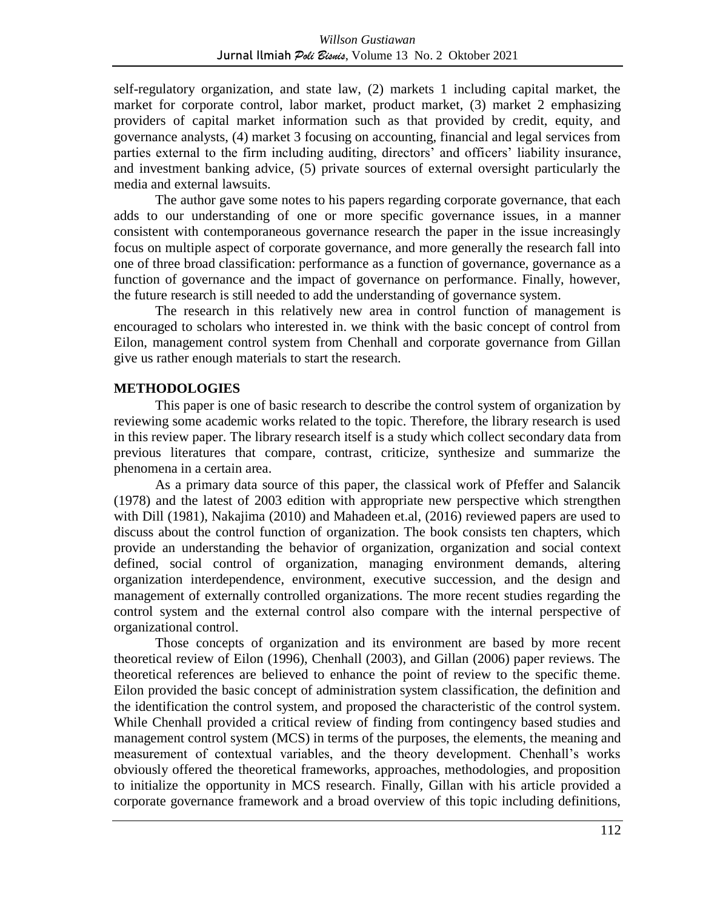self-regulatory organization, and state law, (2) markets 1 including capital market, the market for corporate control, labor market, product market, (3) market 2 emphasizing providers of capital market information such as that provided by credit, equity, and governance analysts, (4) market 3 focusing on accounting, financial and legal services from parties external to the firm including auditing, directors' and officers' liability insurance, and investment banking advice, (5) private sources of external oversight particularly the media and external lawsuits.

The author gave some notes to his papers regarding corporate governance, that each adds to our understanding of one or more specific governance issues, in a manner consistent with contemporaneous governance research the paper in the issue increasingly focus on multiple aspect of corporate governance, and more generally the research fall into one of three broad classification: performance as a function of governance, governance as a function of governance and the impact of governance on performance. Finally, however, the future research is still needed to add the understanding of governance system.

The research in this relatively new area in control function of management is encouraged to scholars who interested in. we think with the basic concept of control from Eilon, management control system from Chenhall and corporate governance from Gillan give us rather enough materials to start the research.

## METHODOLOGIES

This paper is one of basic research to describe the control system of organization by reviewing some academic works related to the topic. Therefore, the library research is used in this review paper. The library research itself is a study which collect secondary data from previous literatures that compare, contrast, criticize, synthesize and summarize the phenomena in a certain area.

As a primary data source of this paper, the classical work of Pfeffer and Salancik (1978) and the latest of 2003 edition with appropriate new perspective which strengthen with Dill (1981), Nakajima (2010) and Mahadeen et.al, (2016) reviewed papers are used to discuss about the control function of organization. The book consists ten chapters, which provide an understanding the behavior of organization, organization and social context defined, social control of organization, managing environment demands, altering organization interdependence, environment, executive succession, and the design and management of externally controlled organizations. The more recent studies regarding the control system and the external control also compare with the internal perspective of organizational control.

Those concepts of organization and its environment are based by more recent theoretical review of Eilon (1996), Chenhall (2003), and Gillan (2006) paper reviews. The theoretical references are believed to enhance the point of review to the specific theme. Eilon provided the basic concept of administration system classification, the definition and the identification the control system, and proposed the characteristic of the control system. While Chenhall provided a critical review of finding from contingency based studies and management control system (MCS) in terms of the purposes, the elements, the meaning and measurement of contextual variables, and the theory development. Chenhall's works obviously offered the theoretical frameworks, approaches, methodologies, and proposition to initialize the opportunity in MCS research. Finally, Gillan with his article provided a corporate governance framework and a broad overview of this topic including definitions,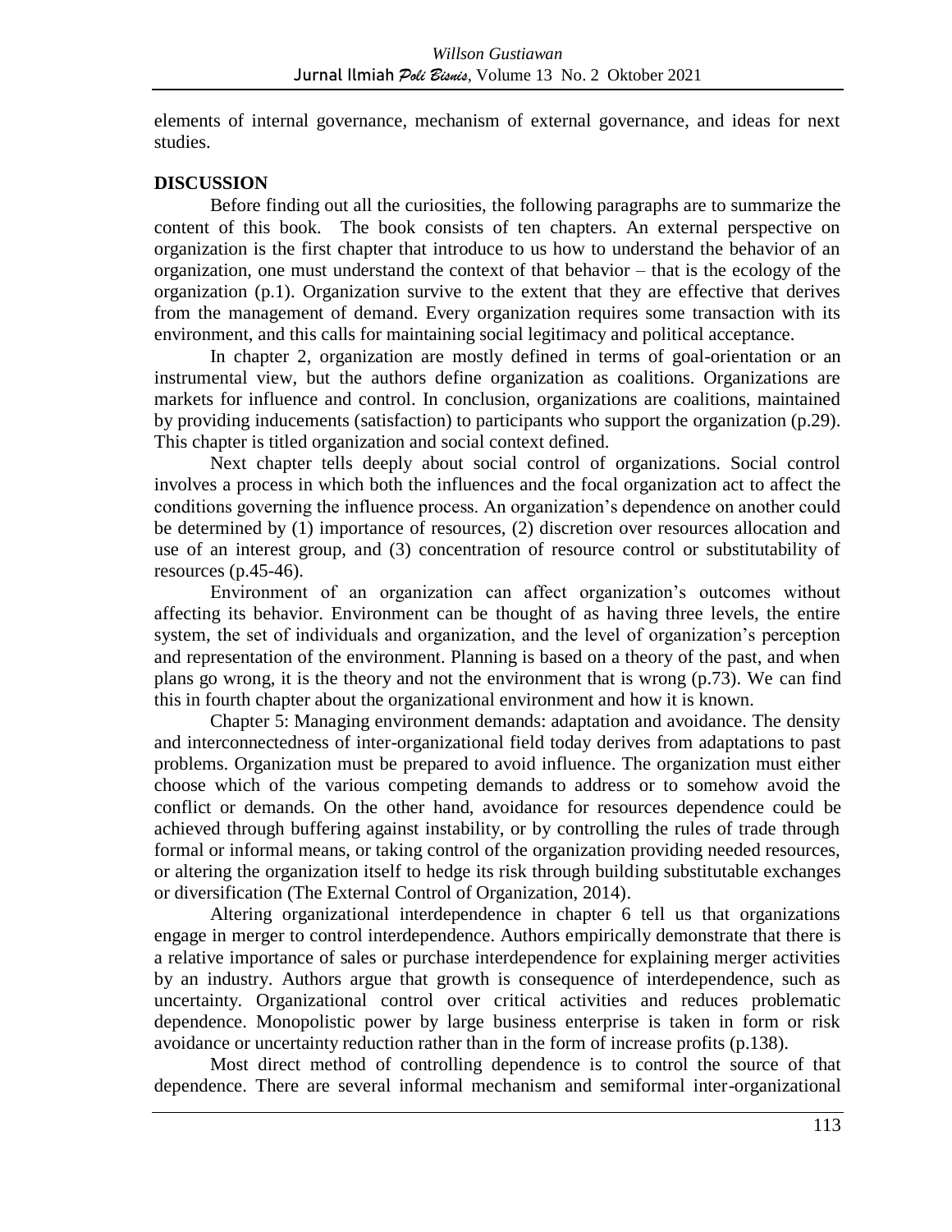elements of internal governance, mechanism of external governance, and ideas for next studies.

## DISCUSSION

Before finding out all the curiosities, the following paragraphs are to summarize the content of this book. The book consists of ten chapters. An external perspective on organization is the first chapter that introduce to us how to understand the behavior of an organization, one must understand the context of that behavior – that is the ecology of the organization (p.1). Organization survive to the extent that they are effective that derives from the management of demand. Every organization requires some transaction with its environment, and this calls for maintaining social legitimacy and political acceptance.

In chapter 2, organization are mostly defined in terms of goal-orientation or an instrumental view, but the authors define organization as coalitions. Organizations are markets for influence and control. In conclusion, organizations are coalitions, maintained by providing inducements (satisfaction) to participants who support the organization (p.29). This chapter is titled organization and social context defined.

Next chapter tells deeply about social control of organizations. Social control involves a process in which both the influences and the focal organization act to affect the conditions governing the influence process. An organization's dependence on another could be determined by (1) importance of resources, (2) discretion over resources allocation and use of an interest group, and (3) concentration of resource control or substitutability of resources (p.45-46).

Environment of an organization can affect organization's outcomes without affecting its behavior. Environment can be thought of as having three levels, the entire system, the set of individuals and organization, and the level of organization's perception and representation of the environment. Planning is based on a theory of the past, and when plans go wrong, it is the theory and not the environment that is wrong (p.73). We can find this in fourth chapter about the organizational environment and how it is known.

Chapter 5: Managing environment demands: adaptation and avoidance. The density and interconnectedness of inter-organizational field today derives from adaptations to past problems. Organization must be prepared to avoid influence. The organization must either choose which of the various competing demands to address or to somehow avoid the conflict or demands. On the other hand, avoidance for resources dependence could be achieved through buffering against instability, or by controlling the rules of trade through formal or informal means, or taking control of the organization providing needed resources, or altering the organization itself to hedge its risk through building substitutable exchanges or diversification (The External Control of Organization, 2014).

Altering organizational interdependence in chapter 6 tell us that organizations engage in merger to control interdependence. Authors empirically demonstrate that there is a relative importance of sales or purchase interdependence for explaining merger activities by an industry. Authors argue that growth is consequence of interdependence, such as uncertainty. Organizational control over critical activities and reduces problematic dependence. Monopolistic power by large business enterprise is taken in form or risk avoidance or uncertainty reduction rather than in the form of increase profits (p.138).

Most direct method of controlling dependence is to control the source of that dependence. There are several informal mechanism and semiformal inter-organizational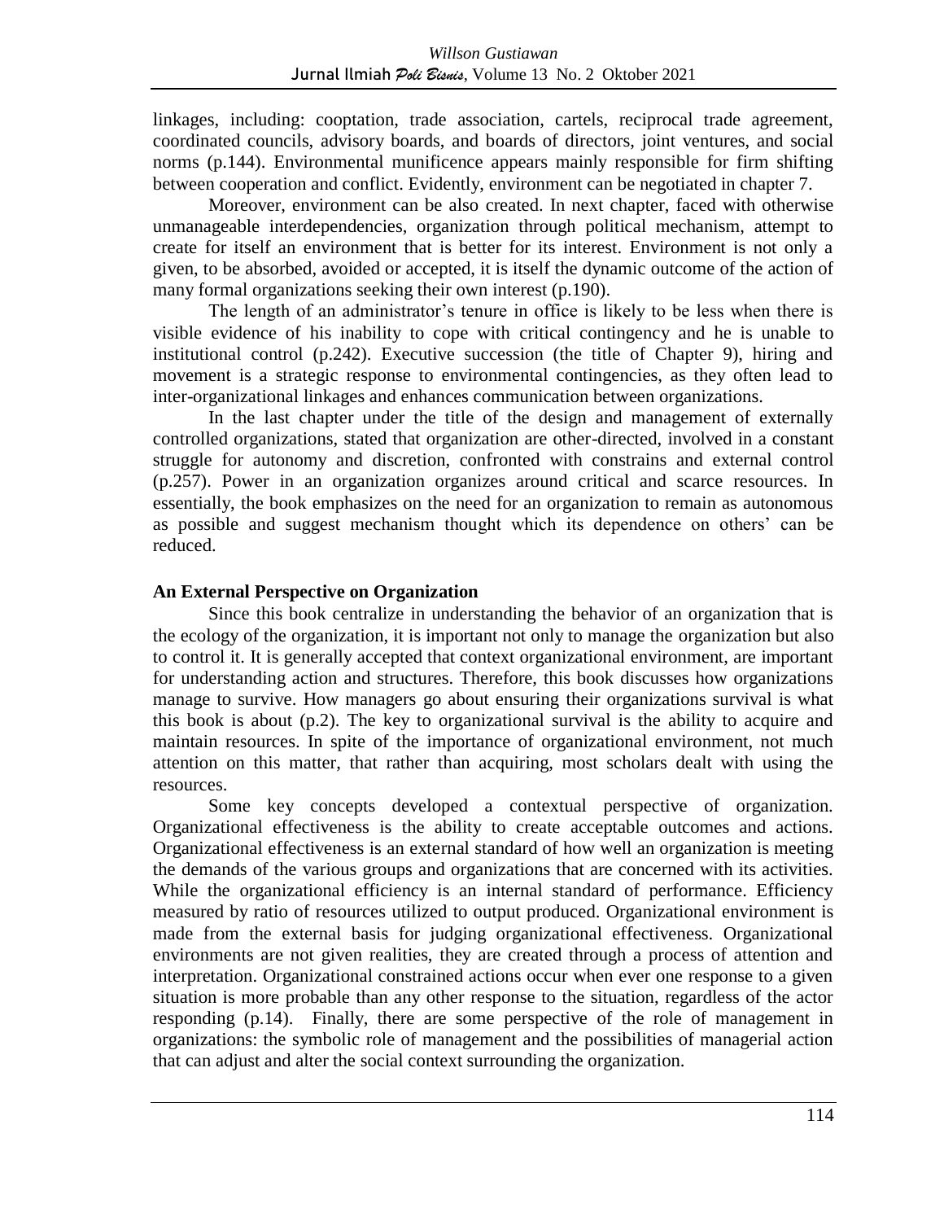linkages, including: cooptation, trade association, cartels, reciprocal trade agreement, coordinated councils, advisory boards, and boards of directors, joint ventures, and social norms (p.144). Environmental munificence appears mainly responsible for firm shifting between cooperation and conflict. Evidently, environment can be negotiated in chapter 7.

Moreover, environment can be also created. In next chapter, faced with otherwise unmanageable interdependencies, organization through political mechanism, attempt to create for itself an environment that is better for its interest. Environment is not only a given, to be absorbed, avoided or accepted, it is itself the dynamic outcome of the action of many formal organizations seeking their own interest (p.190).

The length of an administrator's tenure in office is likely to be less when there is visible evidence of his inability to cope with critical contingency and he is unable to institutional control (p.242). Executive succession (the title of Chapter 9), hiring and movement is a strategic response to environmental contingencies, as they often lead to inter-organizational linkages and enhances communication between organizations.

In the last chapter under the title of the design and management of externally controlled organizations, stated that organization are other-directed, involved in a constant struggle for autonomy and discretion, confronted with constrains and external control (p.257). Power in an organization organizes around critical and scarce resources. In essentially, the book emphasizes on the need for an organization to remain as autonomous as possible and suggest mechanism thought which its dependence on others' can be reduced.

**An External Perspective on Organization**

Since this book centralize in understanding the behavior of an organization that is the ecology of the organization, it is important not only to manage the organization but also to control it. It is generally accepted that context organizational environment, are important for understanding action and structures. Therefore, this book discusses how organizations manage to survive. How managers go about ensuring their organizations survival is what this book is about (p.2). The key to organizational survival is the ability to acquire and maintain resources. In spite of the importance of organizational environment, not much attention on this matter, that rather than acquiring, most scholars dealt with using the resources.

Some key concepts developed a contextual perspective of organization. Organizational effectiveness is the ability to create acceptable outcomes and actions. Organizational effectiveness is an external standard of how well an organization is meeting the demands of the various groups and organizations that are concerned with its activities. While the organizational efficiency is an internal standard of performance. Efficiency measured by ratio of resources utilized to output produced. Organizational environment is made from the external basis for judging organizational effectiveness. Organizational environments are not given realities, they are created through a process of attention and interpretation. Organizational constrained actions occur when ever one response to a given situation is more probable than any other response to the situation, regardless of the actor responding (p.14). Finally, there are some perspective of the role of management in organizations: the symbolic role of management and the possibilities of managerial action that can adjust and alter the social context surrounding the organization.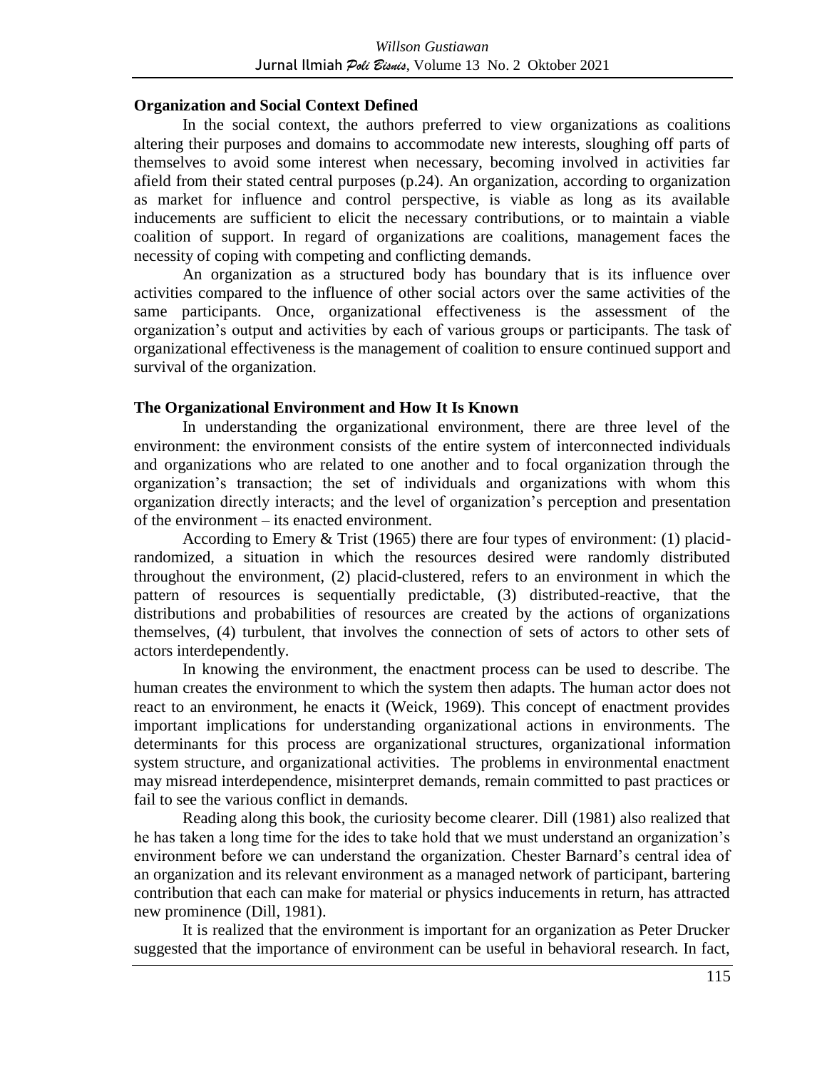**Organization and Social Context Defined**

In the social context, the authors preferred to view organizations as coalitions altering their purposes and domains to accommodate new interests, sloughing off parts of themselves to avoid some interest when necessary, becoming involved in activities far afield from their stated central purposes (p.24). An organization, according to organization as market for influence and control perspective, is viable as long as its available inducements are sufficient to elicit the necessary contributions, or to maintain a viable coalition of support. In regard of organizations are coalitions, management faces the necessity of coping with competing and conflicting demands.

An organization as a structured body has boundary that is its influence over activities compared to the influence of other social actors over the same activities of the same participants. Once, organizational effectiveness is the assessment of the organization's output and activities by each of various groups or participants. The task of organizational effectiveness is the management of coalition to ensure continued support and survival of the organization.

**The Organizational Environment and How It Is Known**

In understanding the organizational environment, there are three level of the environment: the environment consists of the entire system of interconnected individuals and organizations who are related to one another and to focal organization through the organization's transaction; the set of individuals and organizations with whom this organization directly interacts; and the level of organization's perception and presentation of the environment – its enacted environment.

According to Emery & Trist (1965) there are four types of environment: (1) placid-randomized, a situation in which the resources desired were randomly distributed throughout the environment, (2) placid-clustered, refers to an environment in which the pattern of resources is sequentially predictable, (3) distributed-reactive, that the distributions and probabilities of resources are created by the actions of organizations themselves, (4) turbulent, that involves the connection of sets of actors to other sets of actors interdependently.

In knowing the environment, the enactment process can be used to describe. The human creates the environment to which the system then adapts. The human actor does not react to an environment, he enacts it (Weick, 1969). This concept of enactment provides important implications for understanding organizational actions in environments. The determinants for this process are organizational structures, organizational information system structure, and organizational activities. The problems in environmental enactment may misread interdependence, misinterpret demands, remain committed to past practices or fail to see the various conflict in demands.

Reading along this book, the curiosity become clearer. Dill (1981) also realized that he has taken a long time for the ides to take hold that we must understand an organization's environment before we can understand the organization. Chester Barnard's central idea of an organization and its relevant environment as a managed network of participant, bartering contribution that each can make for material or physics inducements in return, has attracted new prominence (Dill, 1981).

It is realized that the environment is important for an organization as Peter Drucker suggested that the importance of environment can be useful in behavioral research. In fact,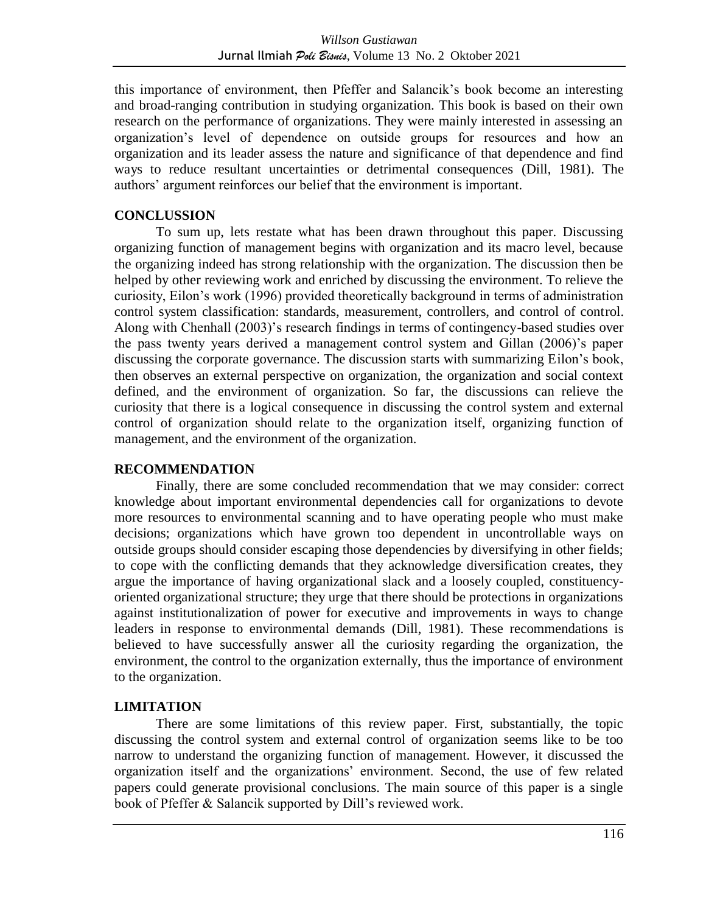this importance of environment, then Pfeffer and Salancik's book become an interesting and broad-ranging contribution in studying organization. This book is based on their own research on the performance of organizations. They were mainly interested in assessing an organization's level of dependence on outside groups for resources and how an organization and its leader assess the nature and significance of that dependence and find ways to reduce resultant uncertainties or detrimental consequences (Dill, 1981). The authors' argument reinforces our belief that the environment is important.

## CONCLUSSION

To sum up, lets restate what has been drawn throughout this paper. Discussing organizing function of management begins with organization and its macro level, because the organizing indeed has strong relationship with the organization. The discussion then be helped by other reviewing work and enriched by discussing the environment. To relieve the curiosity, Eilon's work (1996) provided theoretically background in terms of administration control system classification: standards, measurement, controllers, and control of control. Along with Chenhall (2003)'s research findings in terms of contingency-based studies over the pass twenty years derived a management control system and Gillan (2006)'s paper discussing the corporate governance. The discussion starts with summarizing Eilon's book, then observes an external perspective on organization, the organization and social context defined, and the environment of organization. So far, the discussions can relieve the curiosity that there is a logical consequence in discussing the control system and external control of organization should relate to the organization itself, organizing function of management, and the environment of the organization.

## RECOMMENDATION

Finally, there are some concluded recommendation that we may consider: correct knowledge about important environmental dependencies call for organizations to devote more resources to environmental scanning and to have operating people who must make decisions; organizations which have grown too dependent in uncontrollable ways on outside groups should consider escaping those dependencies by diversifying in other fields; to cope with the conflicting demands that they acknowledge diversification creates, they argue the importance of having organizational slack and a loosely coupled, constituency-oriented organizational structure; they urge that there should be protections in organizations against institutionalization of power for executive and improvements in ways to change leaders in response to environmental demands (Dill, 1981). These recommendations is believed to have successfully answer all the curiosity regarding the organization, the environment, the control to the organization externally, thus the importance of environment to the organization.

## LIMITATION

There are some limitations of this review paper. First, substantially, the topic discussing the control system and external control of organization seems like to be too narrow to understand the organizing function of management. However, it discussed the organization itself and the organizations' environment. Second, the use of few related papers could generate provisional conclusions. The main source of this paper is a single book of Pfeffer & Salancik supported by Dill's reviewed work.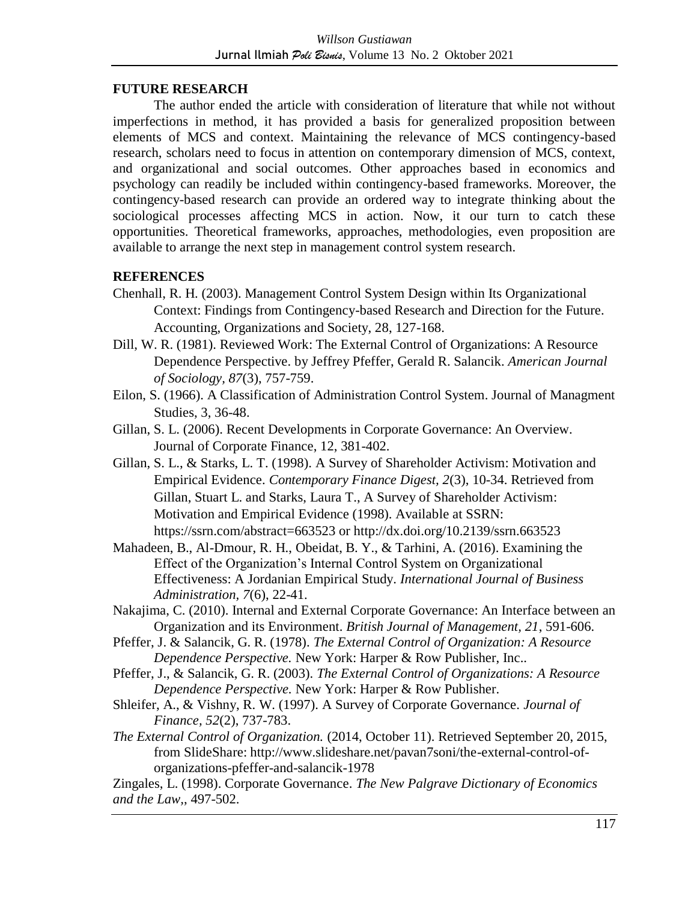## FUTURE RESEARCH

The author ended the article with consideration of literature that while not without imperfections in method, it has provided a basis for generalized proposition between elements of MCS and context. Maintaining the relevance of MCS contingency-based research, scholars need to focus in attention on contemporary dimension of MCS, context, and organizational and social outcomes. Other approaches based in economics and psychology can readily be included within contingency-based frameworks. Moreover, the contingency-based research can provide an ordered way to integrate thinking about the sociological processes affecting MCS in action. Now, it our turn to catch these opportunities. Theoretical frameworks, approaches, methodologies, even proposition are available to arrange the next step in management control system research.

## REFERENCES

Chenhall, R. H. (2003). Management Control System Design within Its Organizational Context: Findings from Contingency-based Research and Direction for the Future. Accounting, Organizations and Society, 28, 127-168.

Dill, W. R. (1981). Reviewed Work: The External Control of Organizations: A Resource Dependence Perspective. by Jeffrey Pfeffer, Gerald R. Salancik. *American Journal of Sociology, 87*(3), 757-759.

Eilon, S. (1966). A Classification of Administration Control System. Journal of Managment Studies, 3, 36-48.

Gillan, S. L. (2006). Recent Developments in Corporate Governance: An Overview. Journal of Corporate Finance, 12, 381-402.

Gillan, S. L., & Starks, L. T. (1998). A Survey of Shareholder Activism: Motivation and Empirical Evidence. *Contemporary Finance Digest, 2*(3), 10-34. Retrieved from Gillan, Stuart L. and Starks, Laura T., A Survey of Shareholder Activism: Motivation and Empirical Evidence (1998). Available at SSRN: https://ssrn.com/abstract=663523 or http://dx.doi.org/10.2139/ssrn.663523

Mahadeen, B., Al-Dmour, R. H., Obeidat, B. Y., & Tarhini, A. (2016). Examining the Effect of the Organization's Internal Control System on Organizational Effectiveness: A Jordanian Empirical Study. *International Journal of Business Administration, 7*(6), 22-41.

Nakajima, C. (2010). Internal and External Corporate Governance: An Interface between an Organization and its Environment. *British Journal of Management, 21*, 591-606.

Pfeffer, J. & Salancik, G. R. (1978). *The External Control of Organization: A Resource Dependence Perspective.* New York: Harper & Row Publisher, Inc..

Pfeffer, J., & Salancik, G. R. (2003). *The External Control of Organizations: A Resource Dependence Perspective.* New York: Harper & Row Publisher.

Shleifer, A., & Vishny, R. W. (1997). A Survey of Corporate Governance. *Journal of Finance, 52*(2), 737-783.

*The External Control of Organization.* (2014, October 11). Retrieved September 20, 2015, from SlideShare: http://www.slideshare.net/pavan7soni/the-external-control-of-organizations-pfeffer-and-salancik-1978

Zingales, L. (1998). Corporate Governance. *The New Palgrave Dictionary of Economics and the Law*,, 497-502.